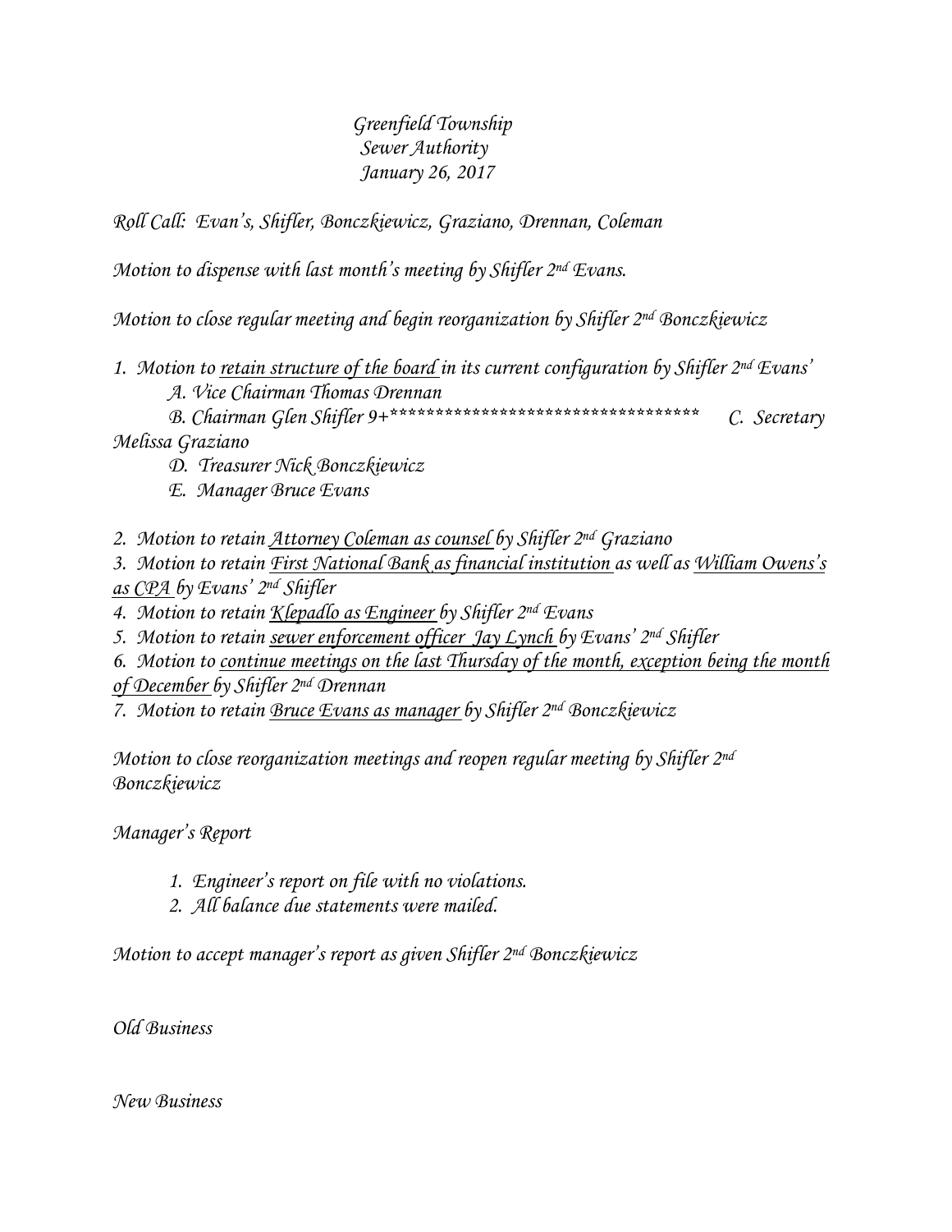Greenfield Township
Sewer Authority
January 26, 2017

Roll Call: Evan's, Shifler, Bonczkiewicz, Graziano, Drennan, Coleman

Motion to dispense with last month's meeting by Shifler 2nd Evans.

Motion to close regular meeting and begin reorganization by Shifler 2nd Bonczkiewicz

1. Motion to <u>retain structure of the board</u> in its current configuration by Shifler 2nd Evans'
   - A. Vice Chairman Thomas Drennan
   - B. Chairman Glen Shifler 9+*********************************** C. Secretary Melissa Graziano
   - D. Treasurer Nick Bonczkiewicz
   - E. Manager Bruce Evans
2. Motion to retain <u>Attorney Coleman as counsel</u> by Shifler 2nd Graziano
3. Motion to retain <u>First National Bank as financial institution</u> as well as <u>William Owens's as CPA</u> by Evans' 2nd Shifler
4. Motion to retain <u>Klepadlo as Engineer</u> by Shifler 2nd Evans
5. Motion to retain <u>sewer enforcement officer Jay Lynch</u> by Evans' 2nd Shifler
6. Motion to <u>continue meetings on the last Thursday of the month, exception being the month of December</u> by Shifler 2nd Drennan
7. Motion to retain <u>Bruce Evans as manager</u> by Shifler 2nd Bonczkiewicz

Motion to close reorganization meetings and reopen regular meeting by Shifler 2nd Bonczkiewicz

Manager's Report

1. Engineer's report on file with no violations.
2. All balance due statements were mailed.

Motion to accept manager's report as given Shifler 2nd Bonczkiewicz

Old Business

New Business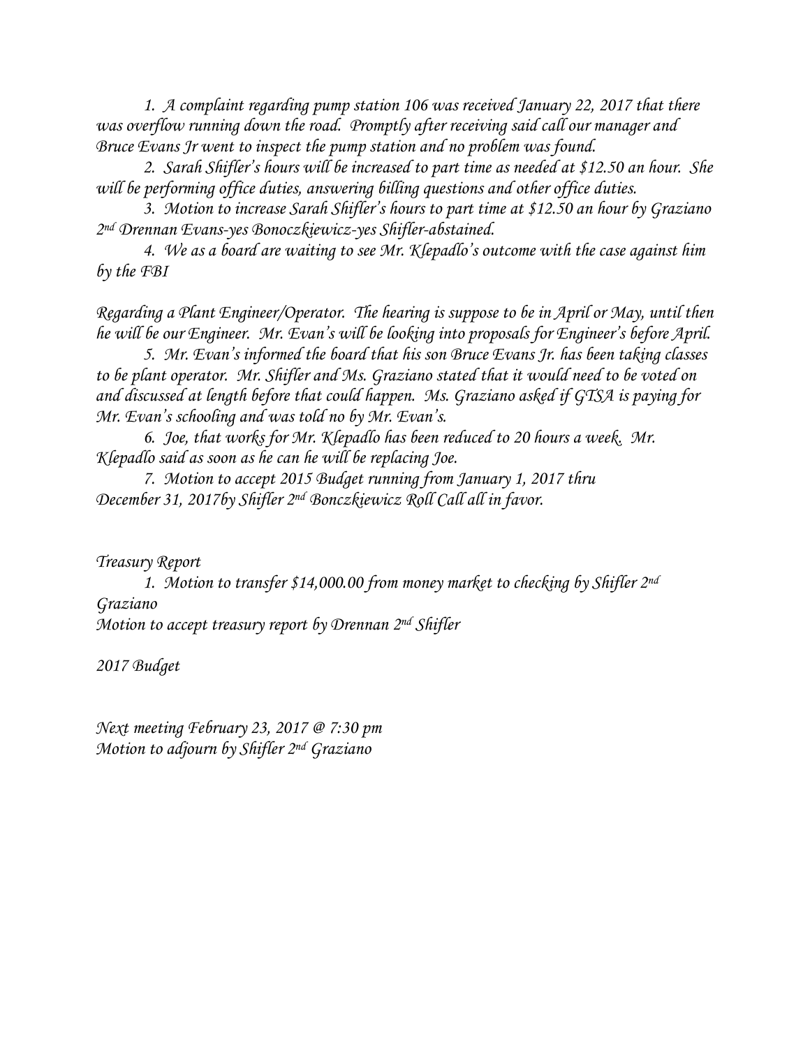1. A complaint regarding pump station 106 was received January 22, 2017 that there was overflow running down the road. Promptly after receiving said call our manager and Bruce Evans Jr went to inspect the pump station and no problem was found.

2. Sarah Shifler's hours will be increased to part time as needed at $12.50 an hour. She will be performing office duties, answering billing questions and other office duties.

3. Motion to increase Sarah Shifler's hours to part time at $12.50 an hour by Graziano 2nd Drennan Evans-yes Bonoczkiewicz-yes Shifler-abstained.

4. We as a board are waiting to see Mr. Klepadlo's outcome with the case against him by the FBI

Regarding a Plant Engineer/Operator. The hearing is suppose to be in April or May, until then he will be our Engineer. Mr. Evan's will be looking into proposals for Engineer's before April.

5. Mr. Evan's informed the board that his son Bruce Evans Jr. has been taking classes to be plant operator. Mr. Shifler and Ms. Graziano stated that it would need to be voted on and discussed at length before that could happen. Ms. Graziano asked if GTSA is paying for Mr. Evan's schooling and was told no by Mr. Evan's.

6. Joe, that works for Mr. Klepadlo has been reduced to 20 hours a week. Mr. Klepadlo said as soon as he can he will be replacing Joe.

7. Motion to accept 2015 Budget running from January 1, 2017 thru December 31, 2017by Shifler 2nd Bonczkiewicz Roll Call all in favor.

Treasury Report

1. Motion to transfer $14,000.00 from money market to checking by Shifler 2nd Graziano

Motion to accept treasury report by Drennan 2nd Shifler

2017 Budget

Next meeting February 23, 2017 @ 7:30 pm
Motion to adjourn by Shifler 2nd Graziano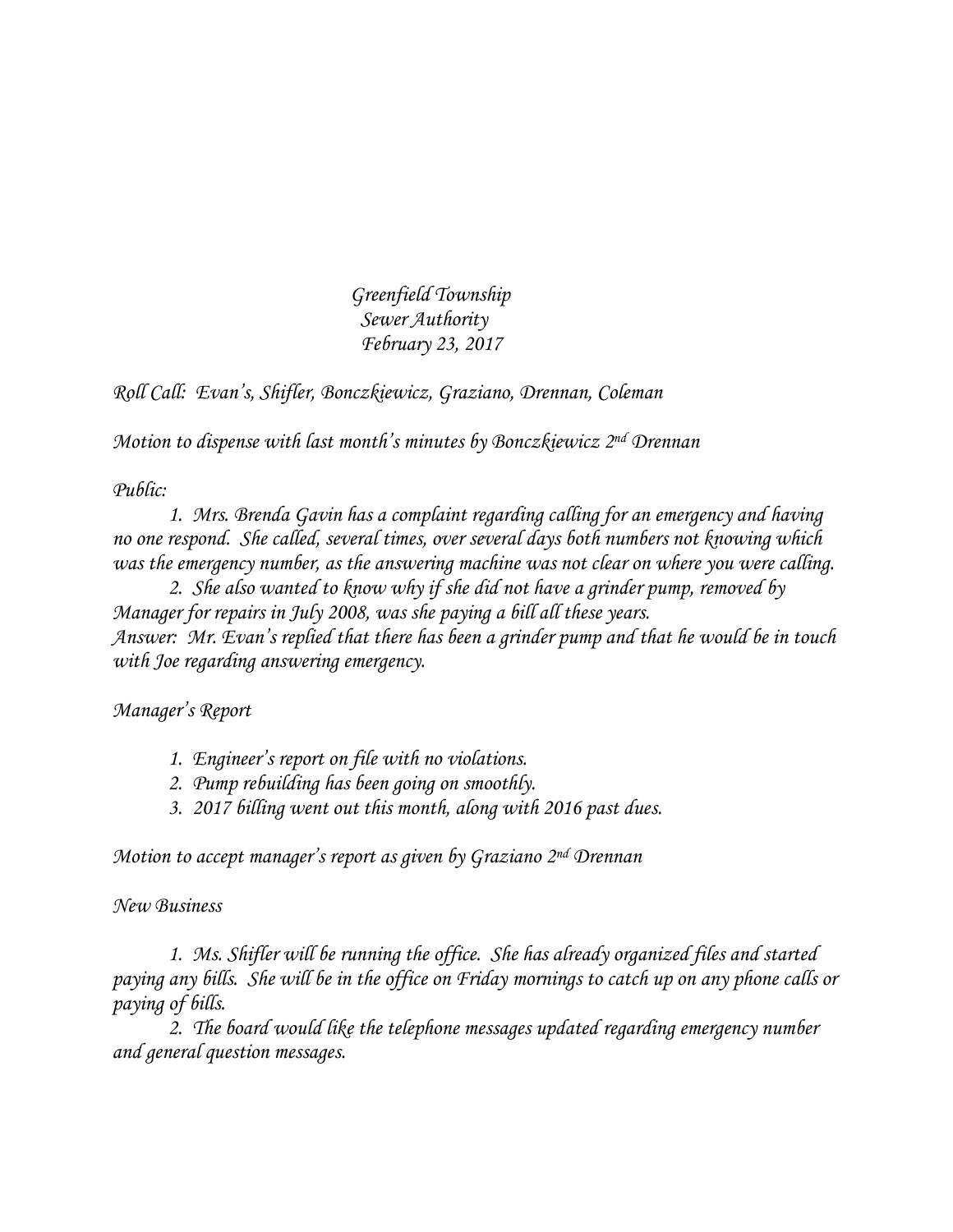*Greenfield Township*
*Sewer Authority*
*February 23, 2017*

*Roll Call: Evan's, Shifler, Bonczkiewicz, Graziano, Drennan, Coleman*

*Motion to dispense with last month's minutes by Bonczkiewicz 2nd Drennan*

*Public:*

*1. Mrs. Brenda Gavin has a complaint regarding calling for an emergency and having no one respond. She called, several times, over several days both numbers not knowing which was the emergency number, as the answering machine was not clear on where you were calling.*

*2. She also wanted to know why if she did not have a grinder pump, removed by Manager for repairs in July 2008, was she paying a bill all these years.*

*Answer: Mr. Evan's replied that there has been a grinder pump and that he would be in touch with Joe regarding answering emergency.*

*Manager's Report*

1. *Engineer's report on file with no violations.*
2. *Pump rebuilding has been going on smoothly.*
3. *2017 billing went out this month, along with 2016 past dues.*

*Motion to accept manager's report as given by Graziano 2nd Drennan*

*New Business*

*1. Ms. Shifler will be running the office. She has already organized files and started paying any bills. She will be in the office on Friday mornings to catch up on any phone calls or paying of bills.*

*2. The board would like the telephone messages updated regarding emergency number and general question messages.*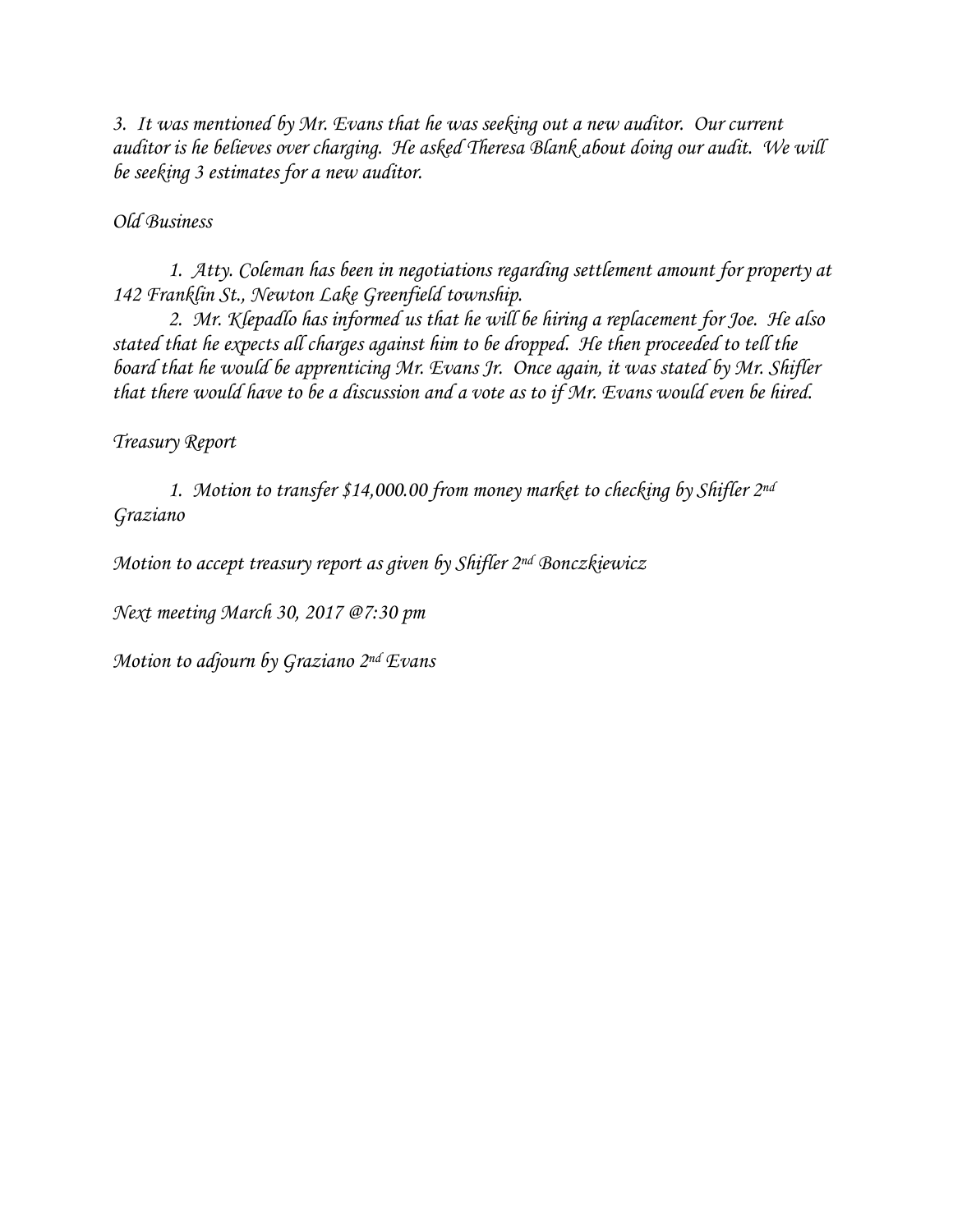*3. It was mentioned by Mr. Evans that he was seeking out a new auditor. Our current auditor is he believes over charging. He asked Theresa Blank about doing our audit. We will be seeking 3 estimates for a new auditor.*

*Old Business*

*1. Atty. Coleman has been in negotiations regarding settlement amount for property at 142 Franklin St., Newton Lake Greenfield township.*

*2. Mr. Klepadlo has informed us that he will be hiring a replacement for Joe. He also stated that he expects all charges against him to be dropped. He then proceeded to tell the board that he would be apprenticing Mr. Evans Jr. Once again, it was stated by Mr. Shifler that there would have to be a discussion and a vote as to if Mr. Evans would even be hired.*

*Treasury Report*

*1. Motion to transfer $14,000.00 from money market to checking by Shifler 2nd Graziano*

*Motion to accept treasury report as given by Shifler 2nd Bonczkiewicz*

*Next meeting March 30, 2017 @7:30 pm*

*Motion to adjourn by Graziano 2nd Evans*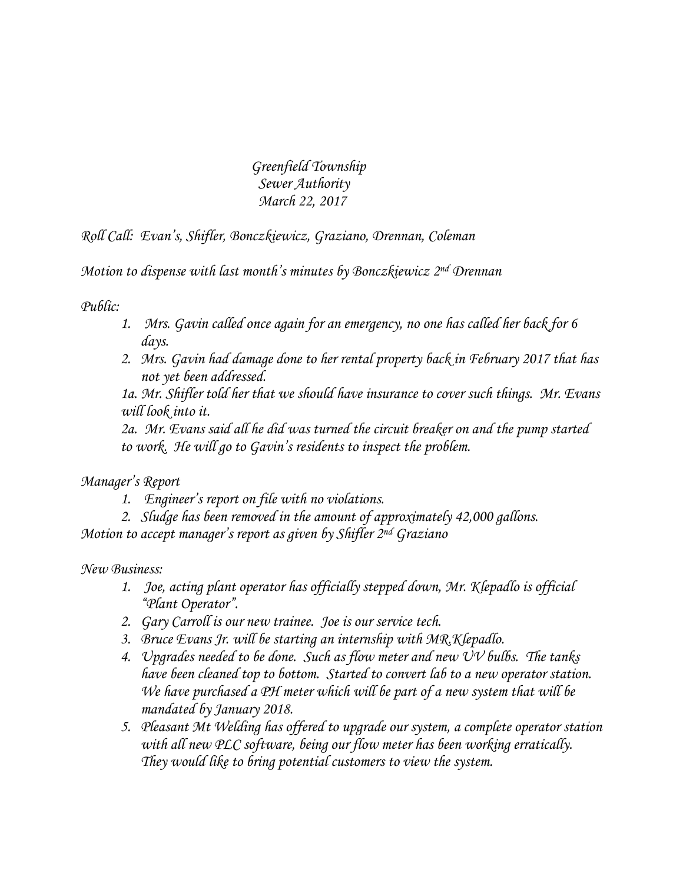Greenfield Township
Sewer Authority
March 22, 2017

Roll Call: Evan's, Shifler, Bonczkiewicz, Graziano, Drennan, Coleman

Motion to dispense with last month's minutes by Bonczkiewicz 2nd Drennan

Public:

1. Mrs. Gavin called once again for an emergency, no one has called her back for 6 days.
2. Mrs. Gavin had damage done to her rental property back in February 2017 that has not yet been addressed.

1a. Mr. Shifler told her that we should have insurance to cover such things. Mr. Evans will look into it.

2a. Mr. Evans said all he did was turned the circuit breaker on and the pump started to work. He will go to Gavin's residents to inspect the problem.

Manager's Report

1. Engineer's report on file with no violations.
2. Sludge has been removed in the amount of approximately 42,000 gallons.

Motion to accept manager's report as given by Shifler 2nd Graziano

New Business:

1. Joe, acting plant operator has officially stepped down, Mr. Klepadlo is official "Plant Operator".
2. Gary Carroll is our new trainee. Joe is our service tech.
3. Bruce Evans Jr. will be starting an internship with MR.Klepadlo.
4. Upgrades needed to be done. Such as flow meter and new UV bulbs. The tanks have been cleaned top to bottom. Started to convert lab to a new operator station. We have purchased a PH meter which will be part of a new system that will be mandated by January 2018.
5. Pleasant Mt Welding has offered to upgrade our system, a complete operator station with all new PLC software, being our flow meter has been working erratically. They would like to bring potential customers to view the system.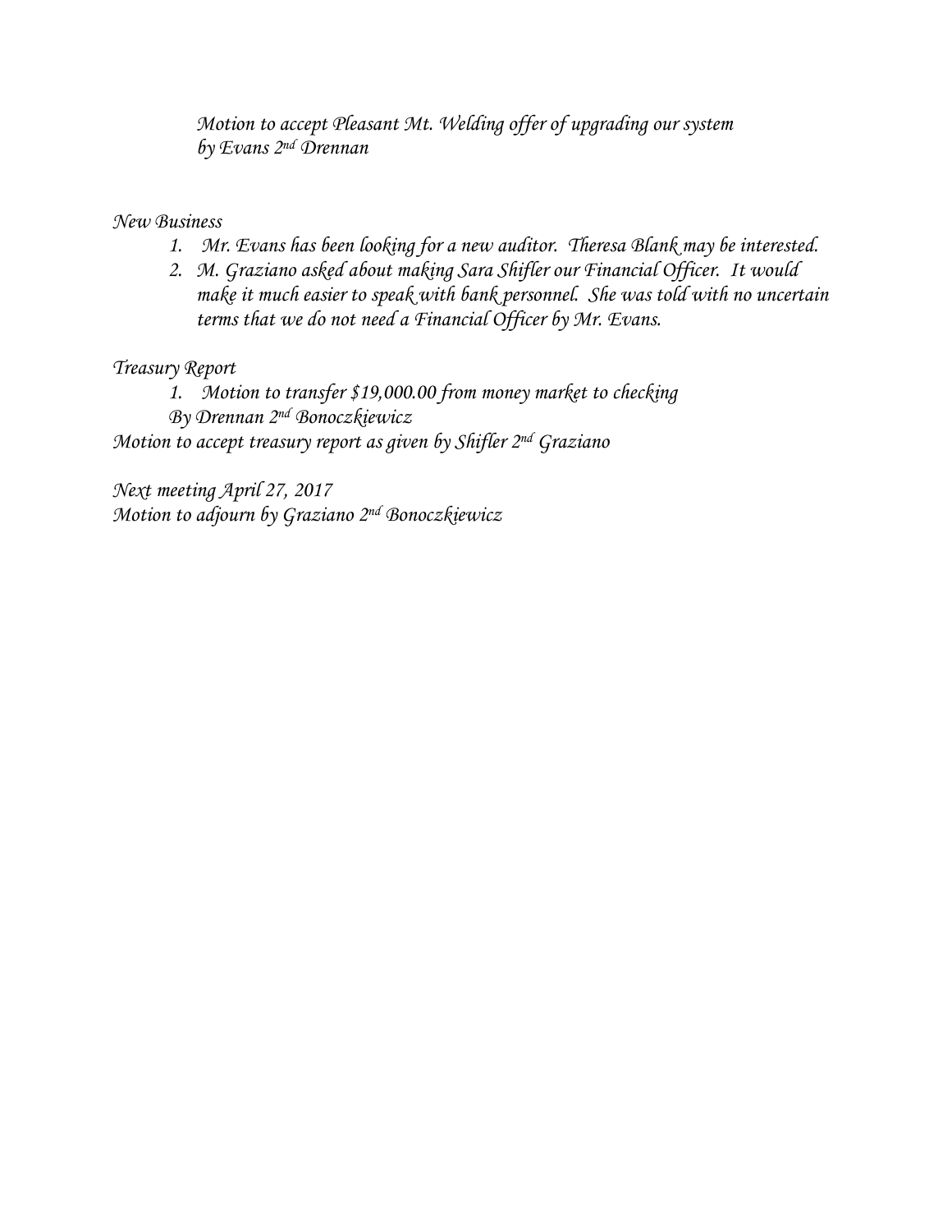Motion to accept Pleasant Mt. Welding offer of upgrading our system by Evans 2nd Drennan

New Business

1. Mr. Evans has been looking for a new auditor. Theresa Blank may be interested.
2. M. Graziano asked about making Sara Shifler our Financial Officer. It would make it much easier to speak with bank personnel. She was told with no uncertain terms that we do not need a Financial Officer by Mr. Evans.

Treasury Report

1. Motion to transfer $19,000.00 from money market to checking
   By Drennan 2nd Bonoczkiewicz

Motion to accept treasury report as given by Shifler 2nd Graziano

Next meeting April 27, 2017
Motion to adjourn by Graziano 2nd Bonoczkiewicz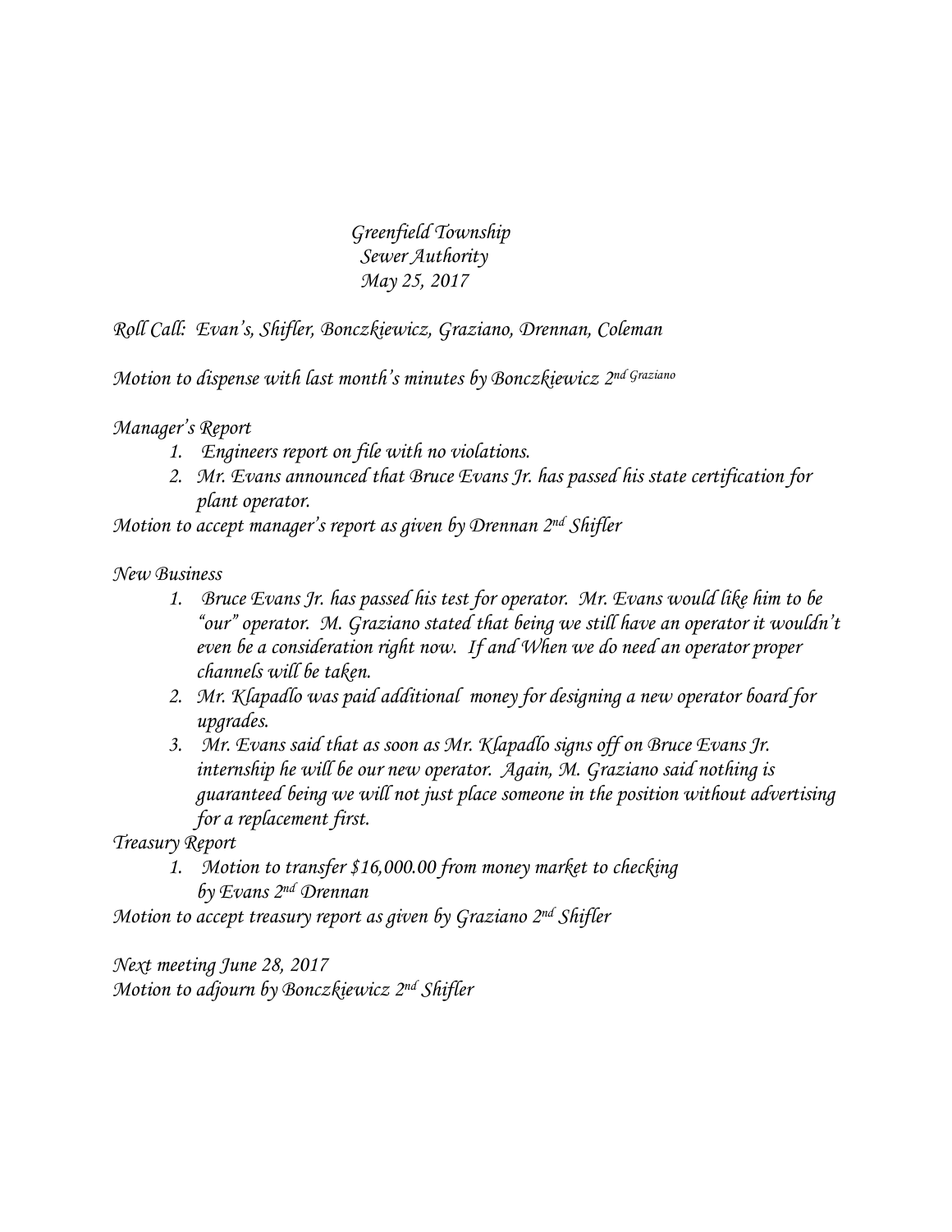Greenfield Township
Sewer Authority
May 25, 2017

Roll Call: Evan's, Shifler, Bonczkiewicz, Graziano, Drennan, Coleman

Motion to dispense with last month's minutes by Bonczkiewicz 2nd Graziano

Manager's Report

1. Engineers report on file with no violations.
2. Mr. Evans announced that Bruce Evans Jr. has passed his state certification for plant operator.

Motion to accept manager's report as given by Drennan 2nd Shifler

New Business

1. Bruce Evans Jr. has passed his test for operator. Mr. Evans would like him to be "our" operator. M. Graziano stated that being we still have an operator it wouldn't even be a consideration right now. If and When we do need an operator proper channels will be taken.
2. Mr. Klapadlo was paid additional money for designing a new operator board for upgrades.
3. Mr. Evans said that as soon as Mr. Klapadlo signs off on Bruce Evans Jr. internship he will be our new operator. Again, M. Graziano said nothing is guaranteed being we will not just place someone in the position without advertising for a replacement first.

Treasury Report

1. Motion to transfer $16,000.00 from money market to checking by Evans 2nd Drennan

Motion to accept treasury report as given by Graziano 2nd Shifler

Next meeting June 28, 2017
Motion to adjourn by Bonczkiewicz 2nd Shifler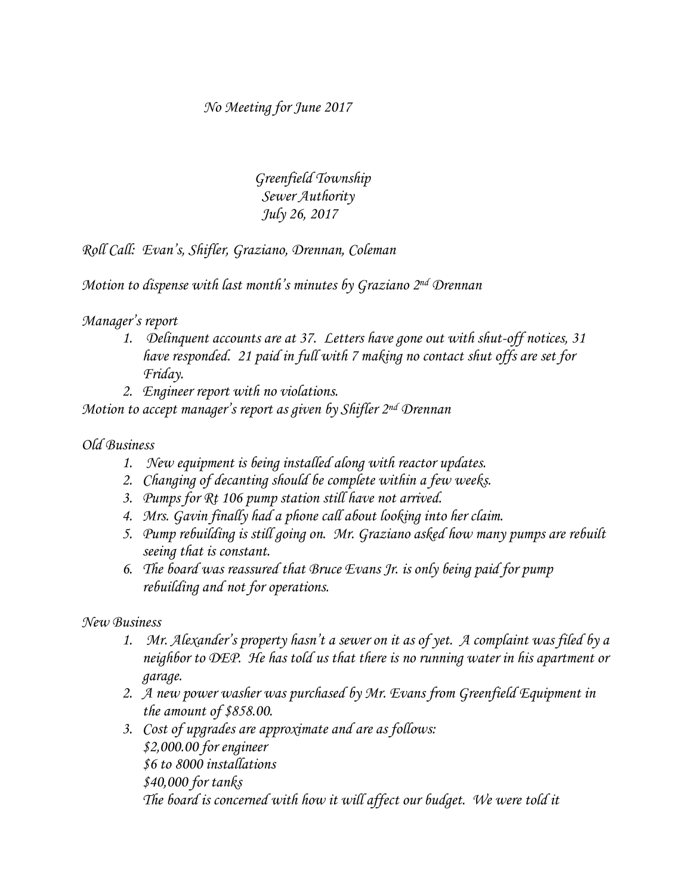No Meeting for June 2017

Greenfield Township
Sewer Authority
July 26, 2017

Roll Call: Evan's, Shifler, Graziano, Drennan, Coleman

Motion to dispense with last month's minutes by Graziano 2nd Drennan

Manager's report

1. Delinquent accounts are at 37. Letters have gone out with shut-off notices, 31 have responded. 21 paid in full with 7 making no contact shut offs are set for Friday.
2. Engineer report with no violations.

Motion to accept manager's report as given by Shifler 2nd Drennan

Old Business

1. New equipment is being installed along with reactor updates.
2. Changing of decanting should be complete within a few weeks.
3. Pumps for Rt 106 pump station still have not arrived.
4. Mrs. Gavin finally had a phone call about looking into her claim.
5. Pump rebuilding is still going on. Mr. Graziano asked how many pumps are rebuilt seeing that is constant.
6. The board was reassured that Bruce Evans Jr. is only being paid for pump rebuilding and not for operations.

New Business

1. Mr. Alexander's property hasn't a sewer on it as of yet. A complaint was filed by a neighbor to DEP. He has told us that there is no running water in his apartment or garage.
2. A new power washer was purchased by Mr. Evans from Greenfield Equipment in the amount of $858.00.
3. Cost of upgrades are approximate and are as follows:
   $2,000.00 for engineer
   $6 to 8000 installations
   $40,000 for tanks
   The board is concerned with how it will affect our budget. We were told it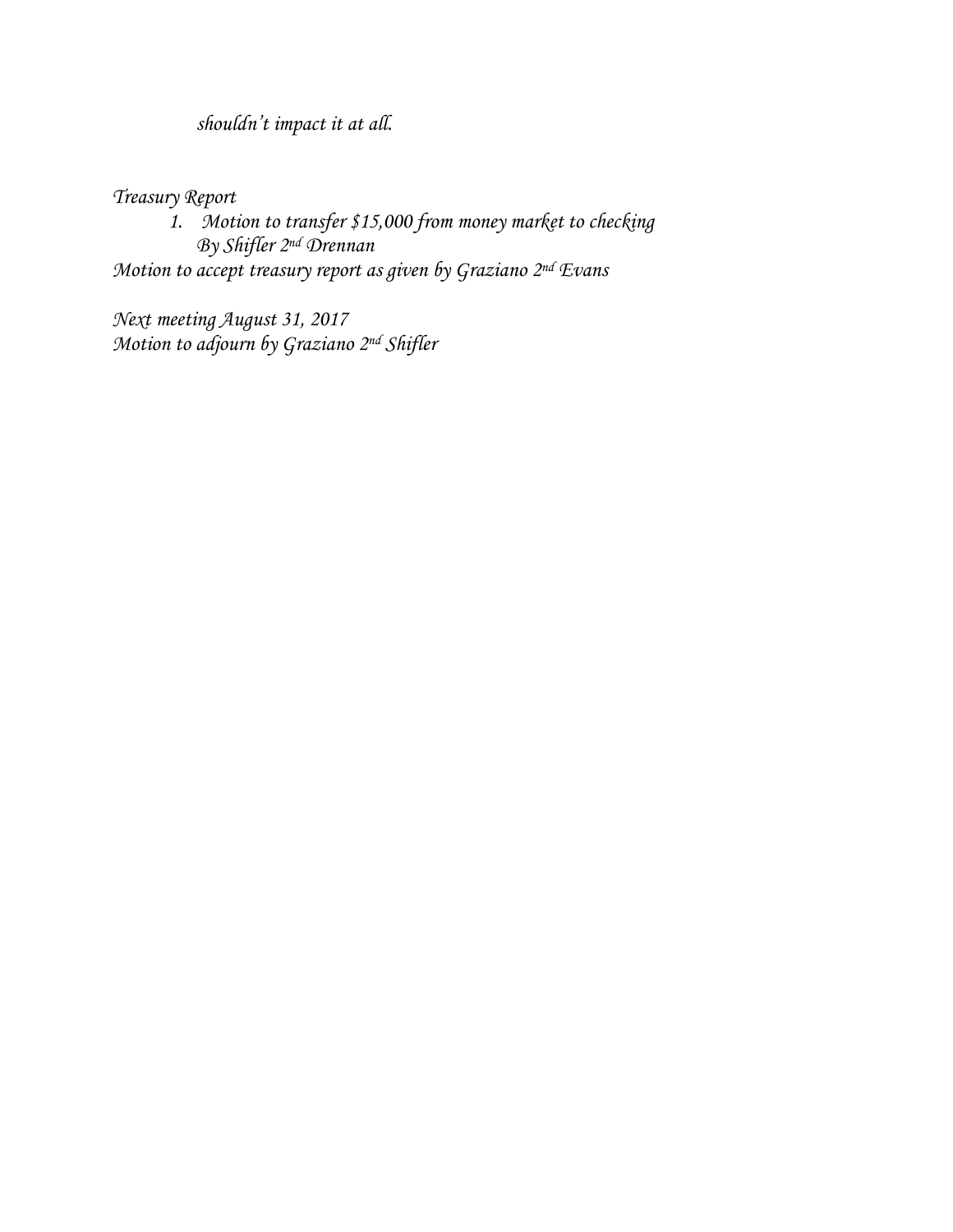*shouldn't impact it at all.*

*Treasury Report*

1. *Motion to transfer $15,000 from money market to checking By Shifler 2nd Drennan*

*Motion to accept treasury report as given by Graziano 2nd Evans*

*Next meeting August 31, 2017*
*Motion to adjourn by Graziano 2nd Shifler*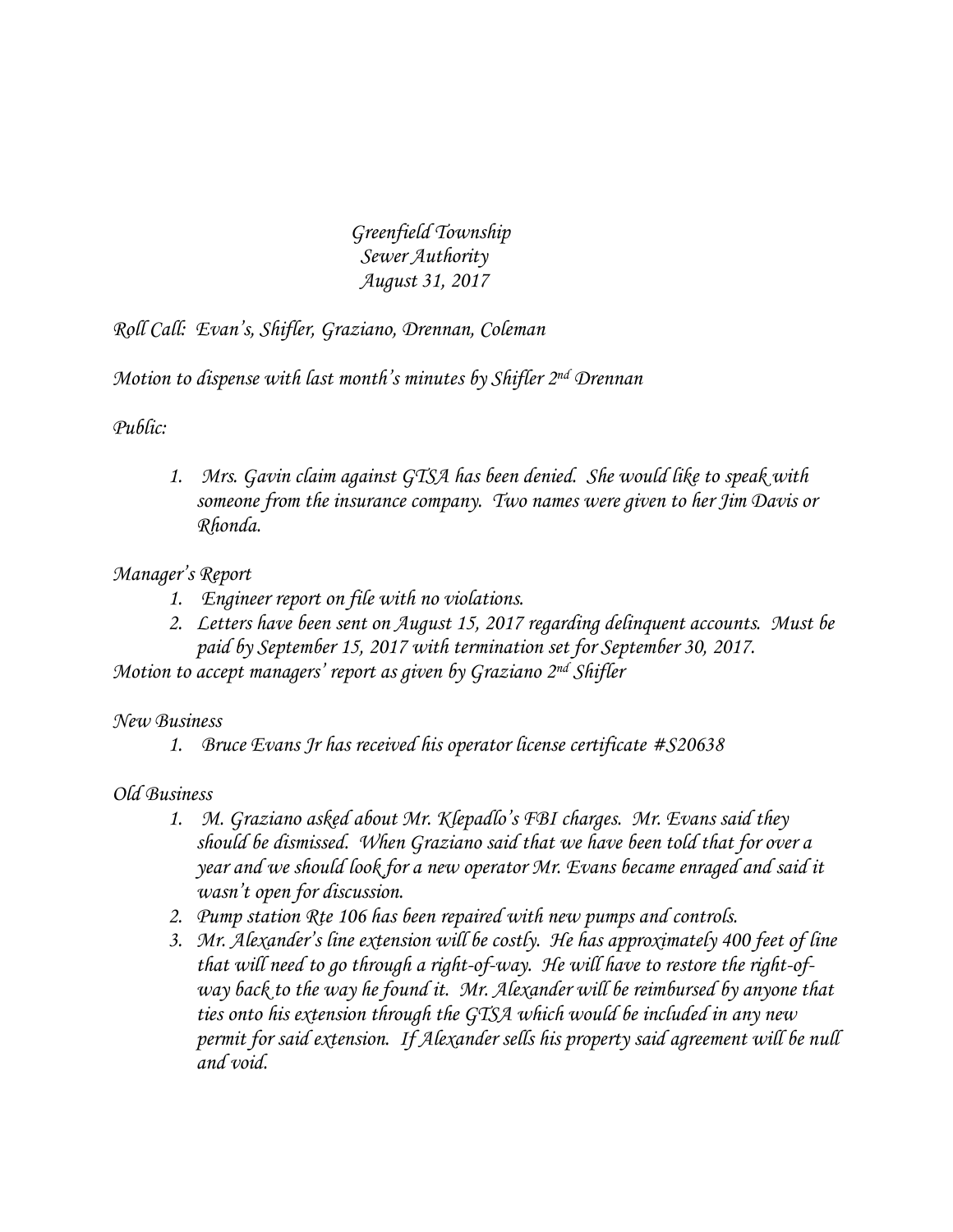*Greenfield Township*
*Sewer Authority*
*August 31, 2017*

*Roll Call: Evan's, Shifler, Graziano, Drennan, Coleman*

*Motion to dispense with last month's minutes by Shifler 2nd Drennan*

*Public:*

1. *Mrs. Gavin claim against GTSA has been denied. She would like to speak with someone from the insurance company. Two names were given to her Jim Davis or Rhonda.*

*Manager's Report*

1. *Engineer report on file with no violations.*
2. *Letters have been sent on August 15, 2017 regarding delinquent accounts. Must be paid by September 15, 2017 with termination set for September 30, 2017.*

*Motion to accept managers' report as given by Graziano 2nd Shifler*

*New Business*

1. *Bruce Evans Jr has received his operator license certificate #S20638*

*Old Business*

1. *M. Graziano asked about Mr. Klepadlo's FBI charges. Mr. Evans said they should be dismissed. When Graziano said that we have been told that for over a year and we should look for a new operator Mr. Evans became enraged and said it wasn't open for discussion.*
2. *Pump station Rte 106 has been repaired with new pumps and controls.*
3. *Mr. Alexander's line extension will be costly. He has approximately 400 feet of line that will need to go through a right-of-way. He will have to restore the right-of-way back to the way he found it. Mr. Alexander will be reimbursed by anyone that ties onto his extension through the GTSA which would be included in any new permit for said extension. If Alexander sells his property said agreement will be null and void.*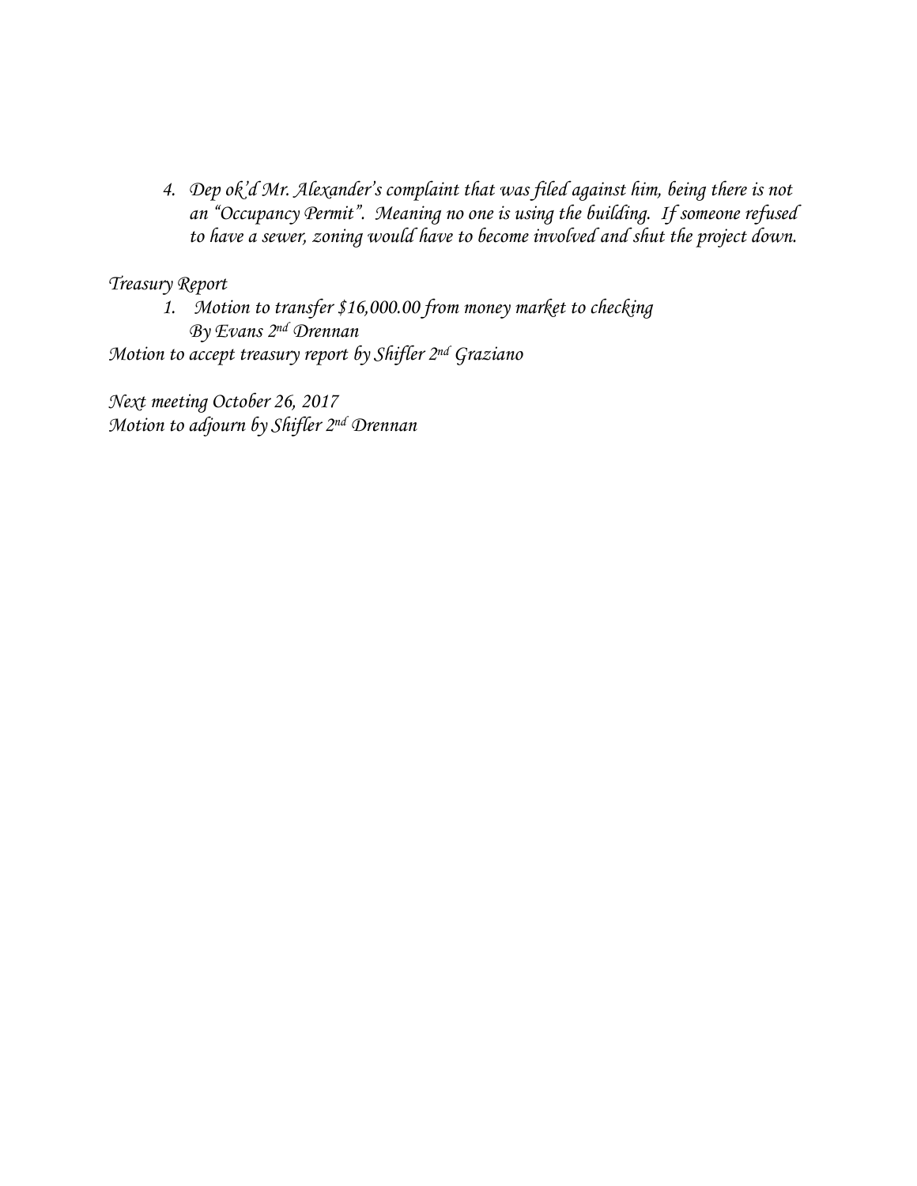4. Dep ok'd Mr. Alexander's complaint that was filed against him, being there is not an "Occupancy Permit". Meaning no one is using the building. If someone refused to have a sewer, zoning would have to become involved and shut the project down.

Treasury Report

1. Motion to transfer $16,000.00 from money market to checking
   By Evans 2nd Drennan

Motion to accept treasury report by Shifler 2nd Graziano

Next meeting October 26, 2017
Motion to adjourn by Shifler 2nd Drennan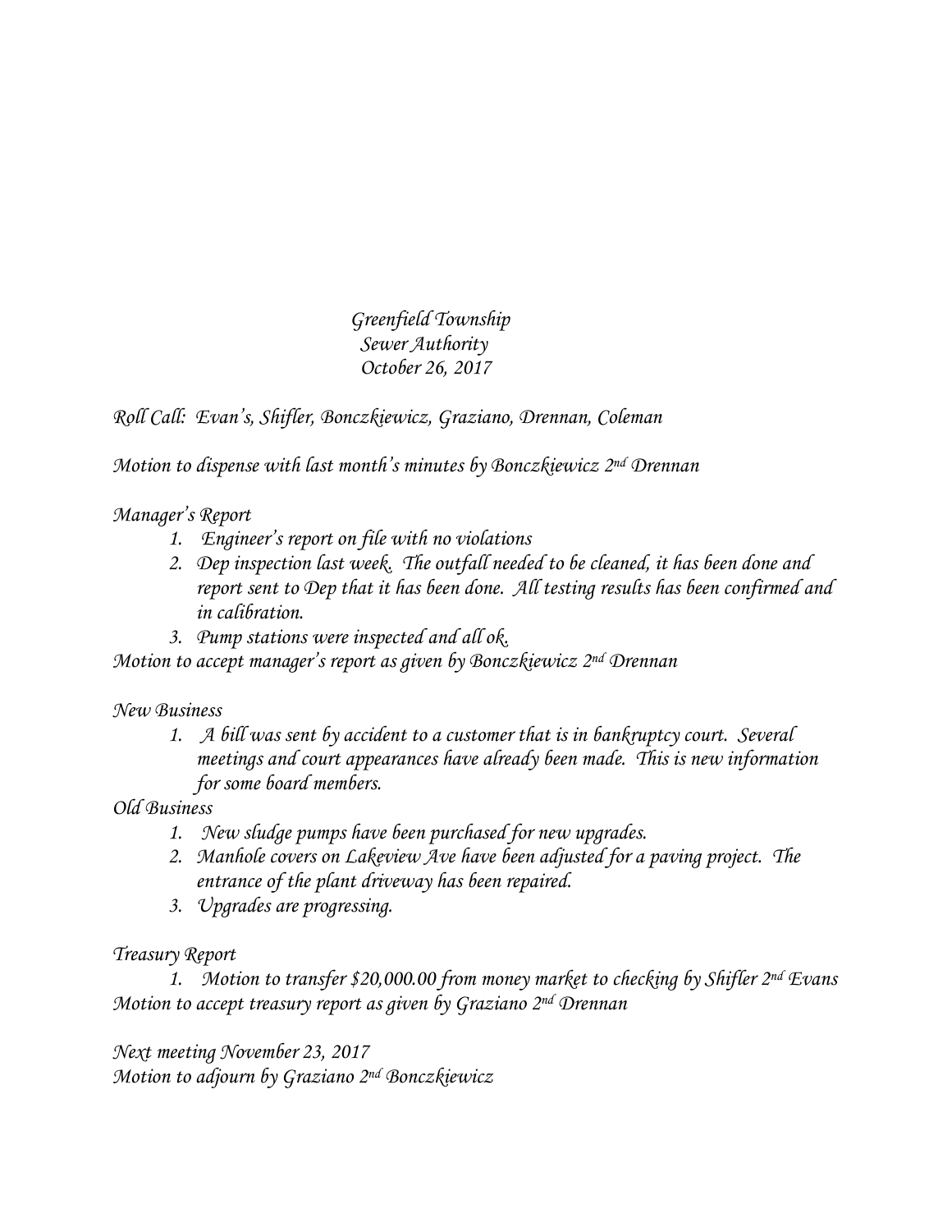Greenfield Township
Sewer Authority
October 26, 2017

Roll Call: Evan's, Shifler, Bonczkiewicz, Graziano, Drennan, Coleman

Motion to dispense with last month's minutes by Bonczkiewicz 2nd Drennan

Manager's Report

1. Engineer's report on file with no violations
2. Dep inspection last week. The outfall needed to be cleaned, it has been done and report sent to Dep that it has been done. All testing results has been confirmed and in calibration.
3. Pump stations were inspected and all ok.

Motion to accept manager's report as given by Bonczkiewicz 2nd Drennan

New Business

1. A bill was sent by accident to a customer that is in bankruptcy court. Several meetings and court appearances have already been made. This is new information for some board members.

Old Business

1. New sludge pumps have been purchased for new upgrades.
2. Manhole covers on Lakeview Ave have been adjusted for a paving project. The entrance of the plant driveway has been repaired.
3. Upgrades are progressing.

Treasury Report

1. Motion to transfer $20,000.00 from money market to checking by Shifler 2nd Evans

Motion to accept treasury report as given by Graziano 2nd Drennan

Next meeting November 23, 2017
Motion to adjourn by Graziano 2nd Bonczkiewicz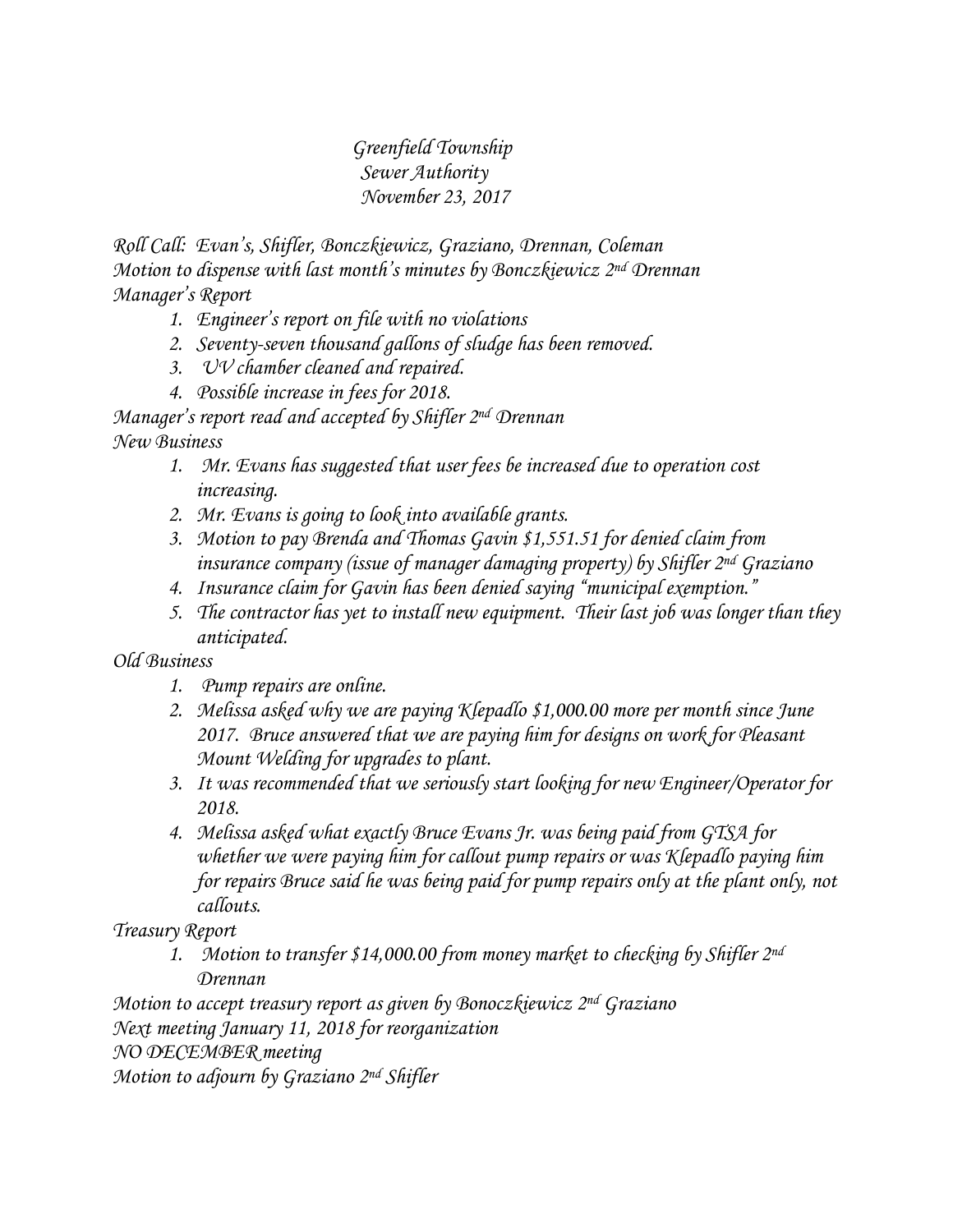Greenfield Township
Sewer Authority
November 23, 2017

Roll Call: Evan's, Shifler, Bonczkiewicz, Graziano, Drennan, Coleman
Motion to dispense with last month's minutes by Bonczkiewicz 2nd Drennan
Manager's Report

1. Engineer's report on file with no violations
2. Seventy-seven thousand gallons of sludge has been removed.
3. UV chamber cleaned and repaired.
4. Possible increase in fees for 2018.

Manager's report read and accepted by Shifler 2nd Drennan
New Business

1. Mr. Evans has suggested that user fees be increased due to operation cost increasing.
2. Mr. Evans is going to look into available grants.
3. Motion to pay Brenda and Thomas Gavin $1,551.51 for denied claim from insurance company (issue of manager damaging property) by Shifler 2nd Graziano
4. Insurance claim for Gavin has been denied saying "municipal exemption."
5. The contractor has yet to install new equipment. Their last job was longer than they anticipated.

Old Business

1. Pump repairs are online.
2. Melissa asked why we are paying Klepadlo $1,000.00 more per month since June 2017. Bruce answered that we are paying him for designs on work for Pleasant Mount Welding for upgrades to plant.
3. It was recommended that we seriously start looking for new Engineer/Operator for 2018.
4. Melissa asked what exactly Bruce Evans Jr. was being paid from GTSA for whether we were paying him for callout pump repairs or was Klepadlo paying him for repairs Bruce said he was being paid for pump repairs only at the plant only, not callouts.

Treasury Report

1. Motion to transfer $14,000.00 from money market to checking by Shifler 2nd Drennan

Motion to accept treasury report as given by Bonoczkiewicz 2nd Graziano
Next meeting January 11, 2018 for reorganization
NO DECEMBER meeting
Motion to adjourn by Graziano 2nd Shifler